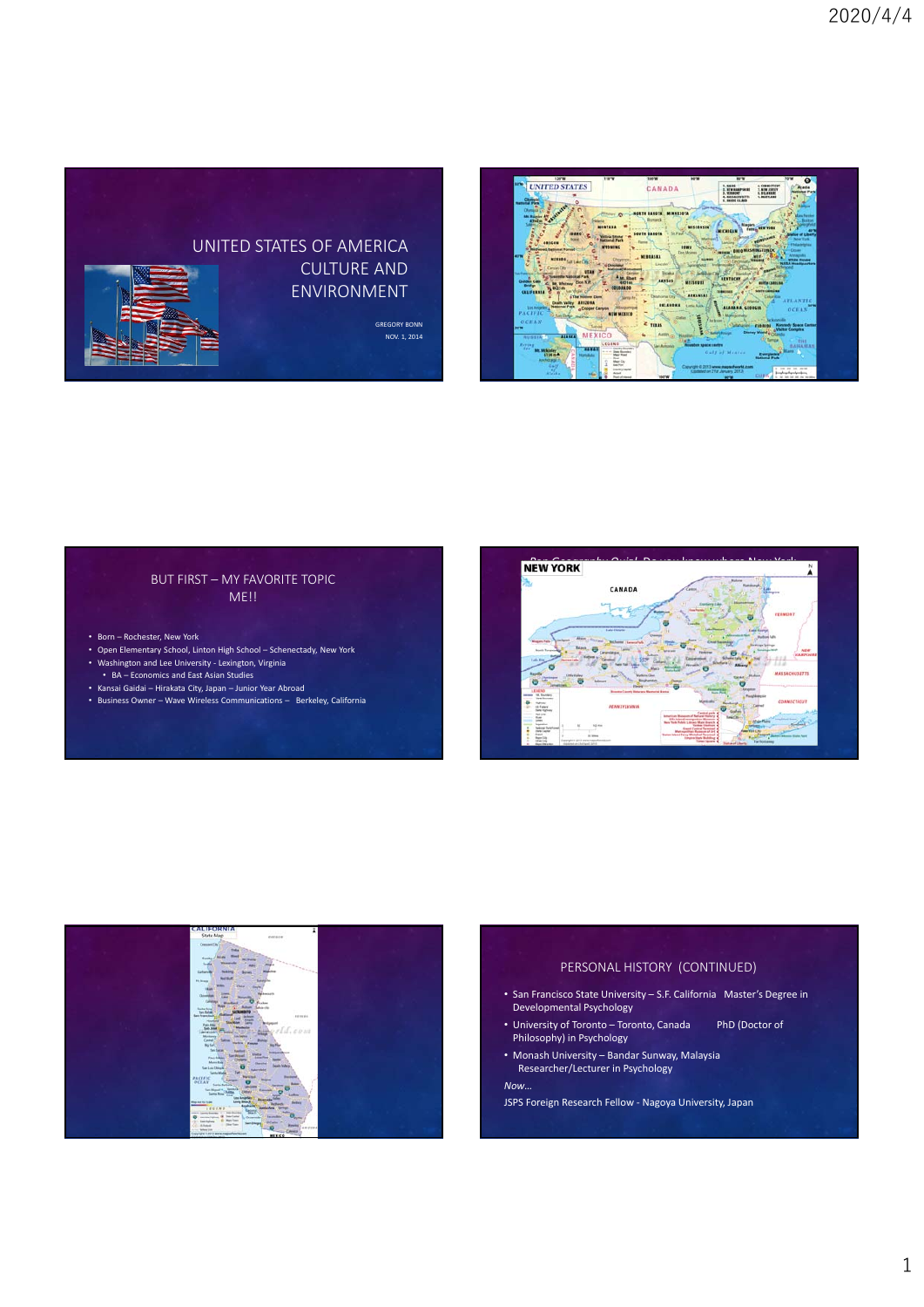# UNITED STATES OF AMERICA CULTURE AND ENVIRONMENT

GREGORY BONN

NOV. 1, 2014

---

## BUT FIRST – MY FAVORITE TOPIC ME!!

- Born – Rochester, New York
- Open Elementary School, Linton High School – Schenectady, New York
- Washington and Lee University - Lexington, Virginia
  - BA – Economics and East Asian Studies
- Kansai Gaidai – Hirakata City, Japan – Junior Year Abroad
- Business Owner – Wave Wireless Communications – Berkeley, California

---

Pop Geography Quiz! Do you know where New York

---

## PERSONAL HISTORY (CONTINUED)

- San Francisco State University – S.F. California Master's Degree in Developmental Psychology
- University of Toronto – Toronto, Canada PhD (Doctor of Philosophy) in Psychology
- Monash University – Bandar Sunway, Malaysia Researcher/Lecturer in Psychology

*Now…*

JSPS Foreign Research Fellow - Nagoya University, Japan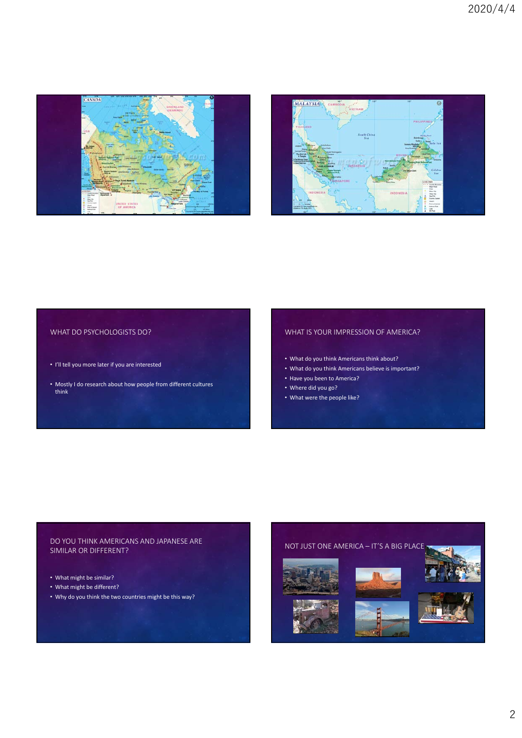## WHAT DO PSYCHOLOGISTS DO?

- I'll tell you more later if you are interested
- Mostly I do research about how people from different cultures think

## WHAT IS YOUR IMPRESSION OF AMERICA?

- What do you think Americans think about?
- What do you think Americans believe is important?
- Have you been to America?
- Where did you go?
- What were the people like?

## DO YOU THINK AMERICANS AND JAPANESE ARE SIMILAR OR DIFFERENT?

- What might be similar?
- What might be different?
- Why do you think the two countries might be this way?

## NOT JUST ONE AMERICA – IT'S A BIG PLACE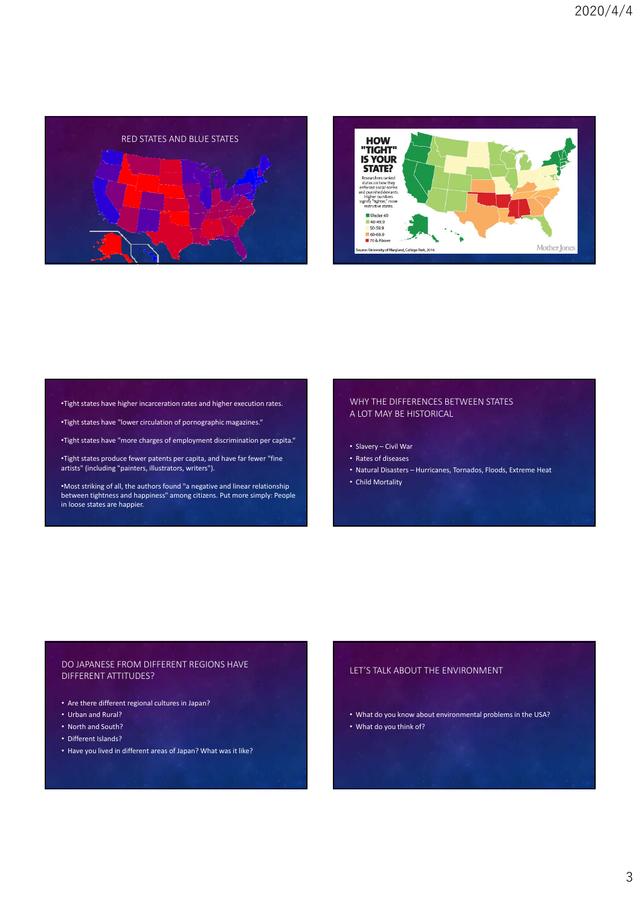## RED STATES AND BLUE STATES

## HOW "TIGHT" IS YOUR STATE?

Researchers ranked states on how they enforced social norms and punished deviants. Higher numbers signify "tighter," more restrictive states.

- Under 40
- 40-49.9
- 50-59.9
- 60-69.9
- 70 & Above

Source: University of Maryland, College Park, 2014.

Mother Jones

---

- Tight states have higher incarceration rates and higher execution rates.
- Tight states have "lower circulation of pornographic magazines."
- Tight states have "more charges of employment discrimination per capita."
- Tight states produce fewer patents per capita, and have far fewer "fine artists" (including "painters, illustrators, writers").
- Most striking of all, the authors found "a negative and linear relationship between tightness and happiness" among citizens. Put more simply: People in loose states are happier.

## WHY THE DIFFERENCES BETWEEN STATES
## A LOT MAY BE HISTORICAL

- Slavery – Civil War
- Rates of diseases
- Natural Disasters – Hurricanes, Tornados, Floods, Extreme Heat
- Child Mortality

## DO JAPANESE FROM DIFFERENT REGIONS HAVE DIFFERENT ATTITUDES?

- Are there different regional cultures in Japan?
- Urban and Rural?
- North and South?
- Different Islands?
- Have you lived in different areas of Japan? What was it like?

## LET'S TALK ABOUT THE ENVIRONMENT

- What do you know about environmental problems in the USA?
- What do you think of?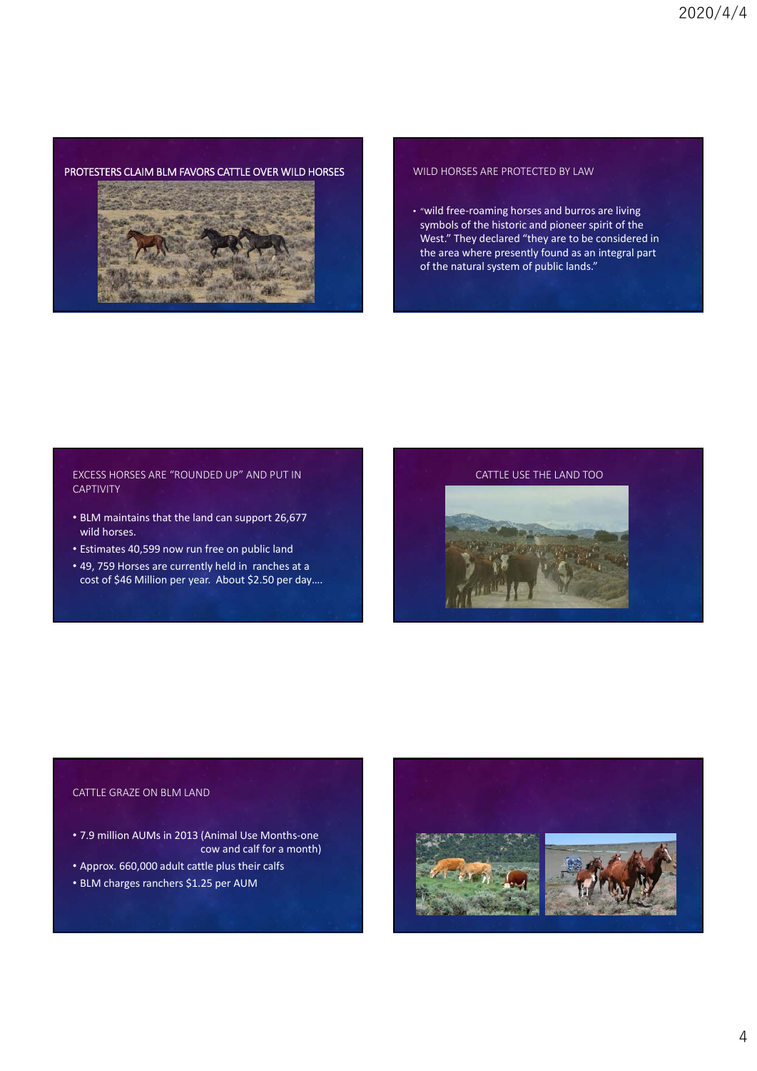## PROTESTERS CLAIM BLM FAVORS CATTLE OVER WILD HORSES

## WILD HORSES ARE PROTECTED BY LAW

- "wild free-roaming horses and burros are living symbols of the historic and pioneer spirit of the West." They declared "they are to be considered in the area where presently found as an integral part of the natural system of public lands."

## EXCESS HORSES ARE "ROUNDED UP" AND PUT IN CAPTIVITY

- BLM maintains that the land can support 26,677 wild horses.
- Estimates 40,599 now run free on public land
- 49, 759 Horses are currently held in ranches at a cost of $46 Million per year. About $2.50 per day….

## CATTLE USE THE LAND TOO

## CATTLE GRAZE ON BLM LAND

- 7.9 million AUMs in 2013 (Animal Use Months-one cow and calf for a month)
- Approx. 660,000 adult cattle plus their calfs
- BLM charges ranchers $1.25 per AUM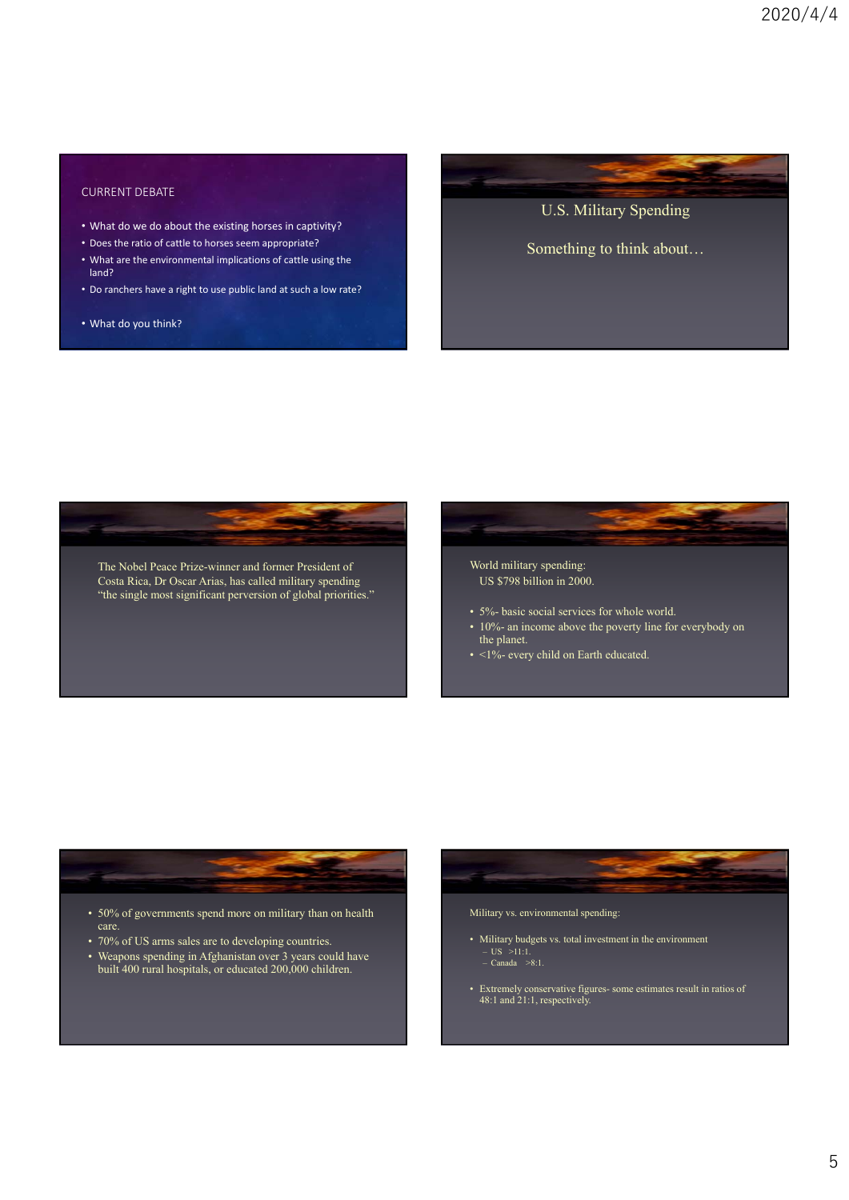## CURRENT DEBATE

- What do we do about the existing horses in captivity?
- Does the ratio of cattle to horses seem appropriate?
- What are the environmental implications of cattle using the land?
- Do ranchers have a right to use public land at such a low rate?
- What do you think?

## U.S. Military Spending

Something to think about…

The Nobel Peace Prize-winner and former President of Costa Rica, Dr Oscar Arias, has called military spending "the single most significant perversion of global priorities."

World military spending:
US $798 billion in 2000.

- 5%- basic social services for whole world.
- 10%- an income above the poverty line for everybody on the planet.
- <1%- every child on Earth educated.

- 50% of governments spend more on military than on health care.
- 70% of US arms sales are to developing countries.
- Weapons spending in Afghanistan over 3 years could have built 400 rural hospitals, or educated 200,000 children.

Military vs. environmental spending:

- Military budgets vs. total investment in the environment
  - US >11:1.
  - Canada >8:1.
- Extremely conservative figures- some estimates result in ratios of 48:1 and 21:1, respectively.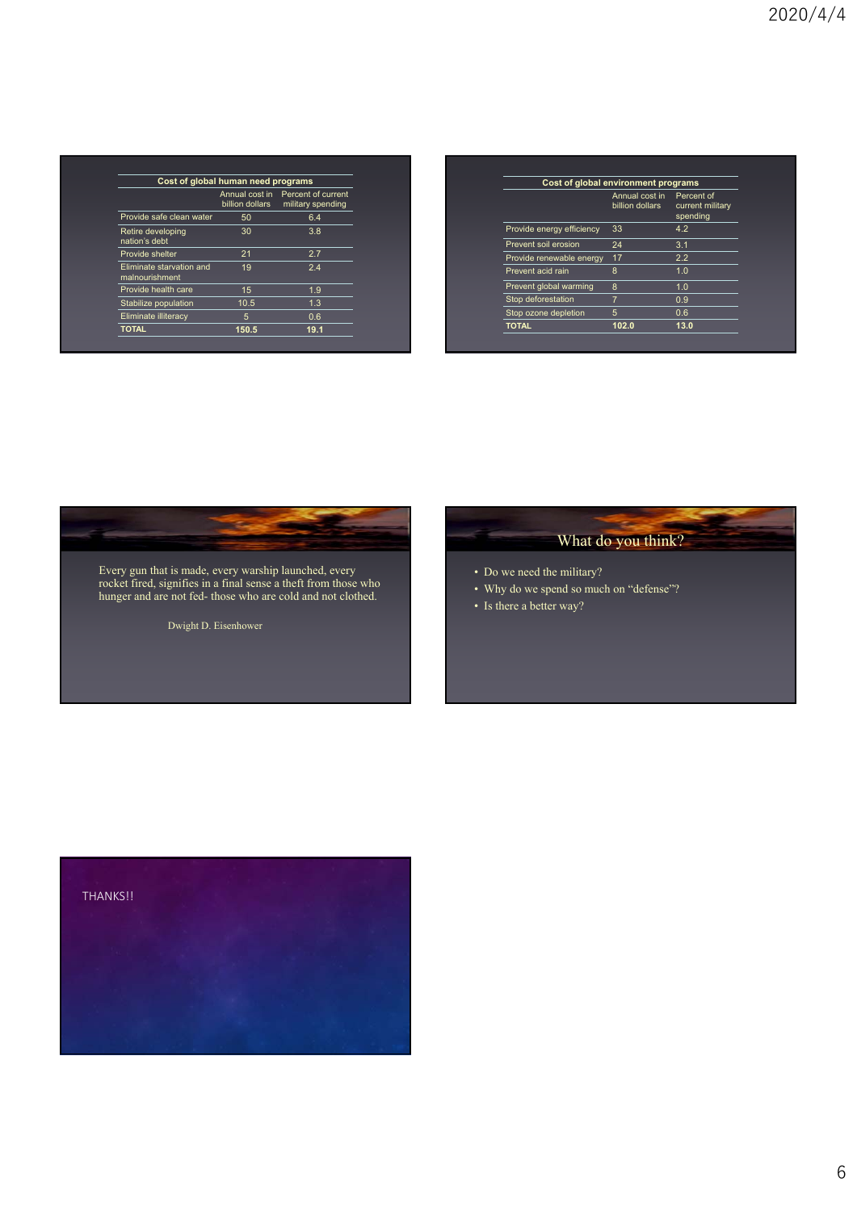**Cost of global human need programs**

| | Annual cost in billion dollars | Percent of current military spending |
|---|---|---|
| Provide safe clean water | 50 | 6.4 |
| Retire developing nation's debt | 30 | 3.8 |
| Provide shelter | 21 | 2.7 |
| Eliminate starvation and malnourishment | 19 | 2.4 |
| Provide health care | 15 | 1.9 |
| Stabilize population | 10.5 | 1.3 |
| Eliminate illiteracy | 5 | 0.6 |
| **TOTAL** | **150.5** | **19.1** |

**Cost of global environment programs**

| | Annual cost in billion dollars | Percent of current military spending |
|---|---|---|
| Provide energy efficiency | 33 | 4.2 |
| Prevent soil erosion | 24 | 3.1 |
| Provide renewable energy | 17 | 2.2 |
| Prevent acid rain | 8 | 1.0 |
| Prevent global warming | 8 | 1.0 |
| Stop deforestation | 7 | 0.9 |
| Stop ozone depletion | 5 | 0.6 |
| **TOTAL** | **102.0** | **13.0** |

Every gun that is made, every warship launched, every rocket fired, signifies in a final sense a theft from those who hunger and are not fed- those who are cold and not clothed.

Dwight D. Eisenhower

## What do you think?

- Do we need the military?
- Why do we spend so much on "defense"?
- Is there a better way?

THANKS!!